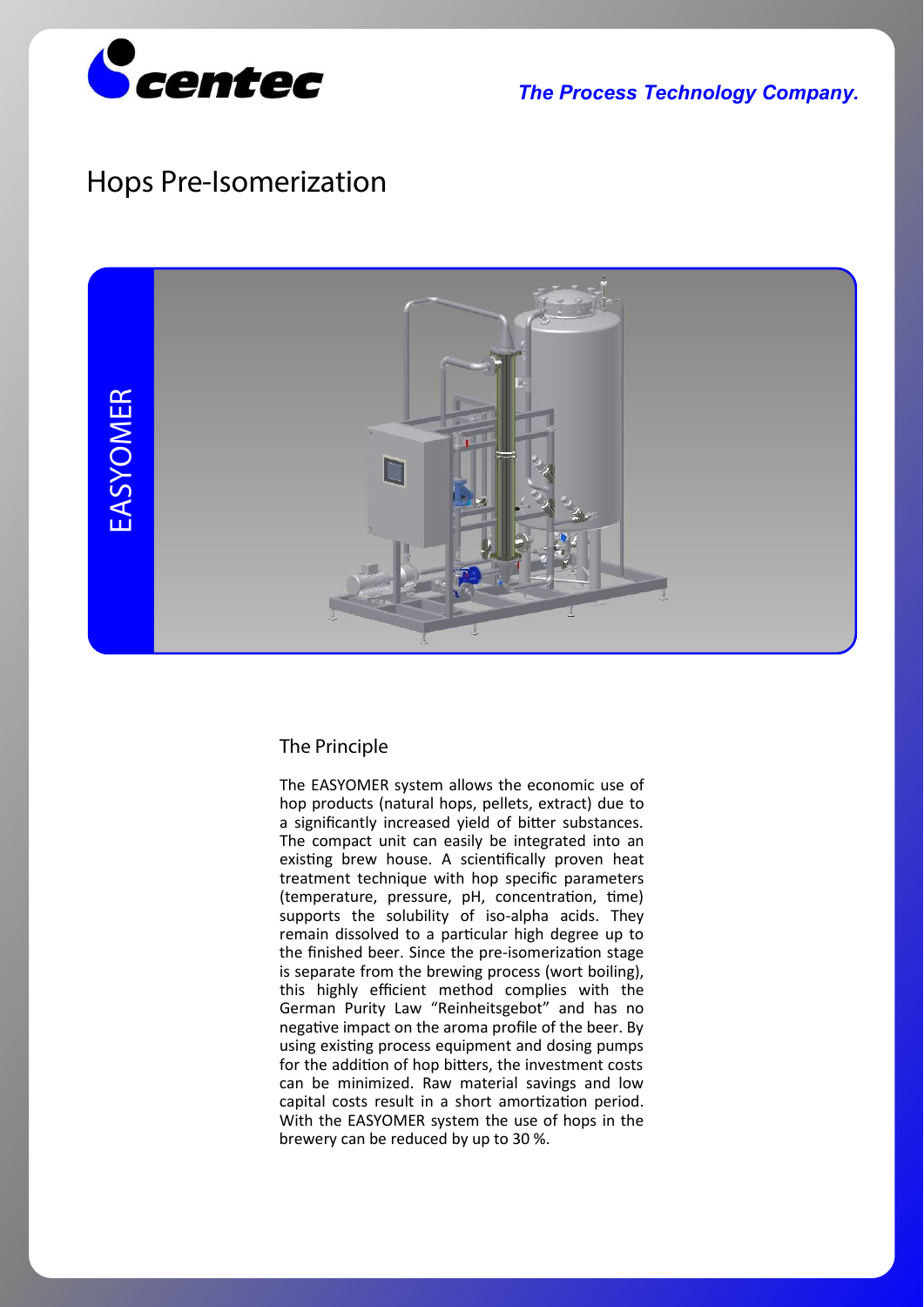centec

*The Process Technology Company.*

# Hops Pre-Isomerization

EASYOMER

## The Principle

The EASYOMER system allows the economic use of hop products (natural hops, pellets, extract) due to a significantly increased yield of bitter substances. The compact unit can easily be integrated into an existing brew house. A scientifically proven heat treatment technique with hop specific parameters (temperature, pressure, pH, concentration, time) supports the solubility of iso-alpha acids. They remain dissolved to a particular high degree up to the finished beer. Since the pre-isomerization stage is separate from the brewing process (wort boiling), this highly efficient method complies with the German Purity Law “Reinheitsgebot” and has no negative impact on the aroma profile of the beer. By using existing process equipment and dosing pumps for the addition of hop bitters, the investment costs can be minimized. Raw material savings and low capital costs result in a short amortization period. With the EASYOMER system the use of hops in the brewery can be reduced by up to 30 %.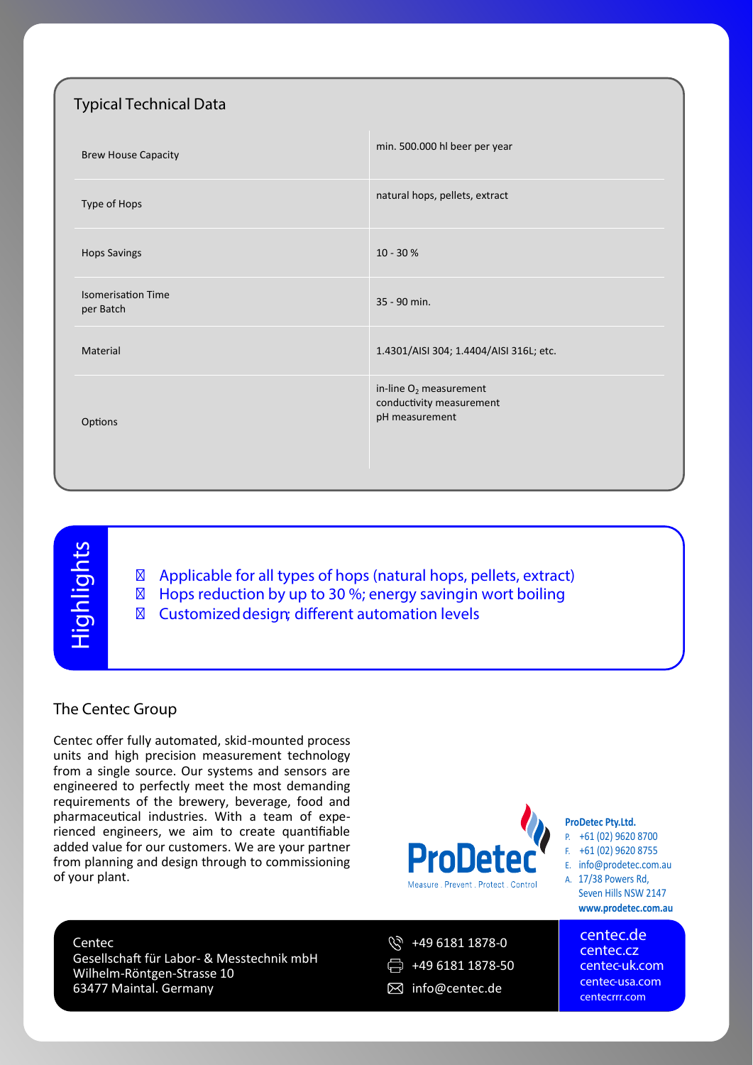## Typical Technical Data

| | |
|---|---|
| Brew House Capacity | min. 500.000 hl beer per year |
| Type of Hops | natural hops, pellets, extract |
| Hops Savings | 10 - 30 % |
| Isomerisation Time per Batch | 35 - 90 min. |
| Material | 1.4301/AISI 304; 1.4404/AISI 316L; etc. |
| Options | in-line $O_2$ measurement<br>conductivity measurement<br>pH measurement |

## Highlights

- Applicable for all types of hops (natural hops, pellets, extract)
- Hops reduction by up to 30 %; energy savingin wort boiling
- Customized design; different automation levels

## The Centec Group

Centec offer fully automated, skid-mounted process units and high precision measurement technology from a single source. Our systems and sensors are engineered to perfectly meet the most demanding requirements of the brewery, beverage, food and pharmaceutical industries. With a team of experienced engineers, we aim to create quantifiable added value for our customers. We are your partner from planning and design through to commissioning of your plant.

ProDetec
Measure . Prevent . Protect . Control

**ProDetec Pty.Ltd.**
P. +61 (02) 9620 8700
F. +61 (02) 9620 8755
E. info@prodetec.com.au
A. 17/38 Powers Rd,
Seven Hills NSW 2147
**www.prodetec.com.au**

Centec
Gesellschaft für Labor- & Messtechnik mbH
Wilhelm-Röntgen-Strasse 10
63477 Maintal. Germany

+49 6181 1878-0
+49 6181 1878-50
info@centec.de

centec.de
centec.cz
centec-uk.com
centec-usa.com
centecrrr.com